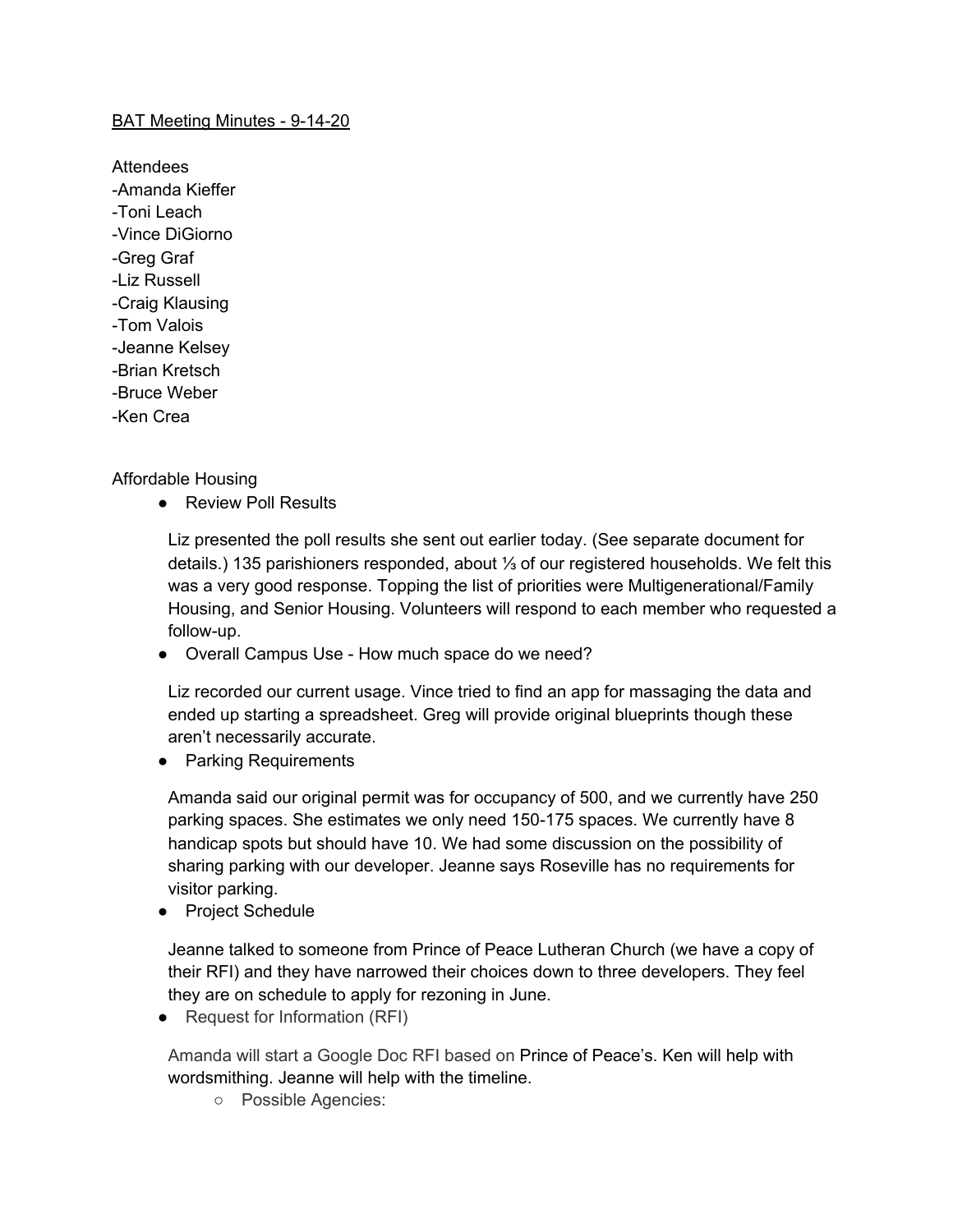BAT Meeting Minutes - 9-14-20

Attendees
-Amanda Kieffer
-Toni Leach
-Vince DiGiorno
-Greg Graf
-Liz Russell
-Craig Klausing
-Tom Valois
-Jeanne Kelsey
-Brian Kretsch
-Bruce Weber
-Ken Crea

Affordable Housing

- Review Poll Results

  Liz presented the poll results she sent out earlier today. (See separate document for details.) 135 parishioners responded, about ⅓ of our registered households. We felt this was a very good response. Topping the list of priorities were Multigenerational/Family Housing, and Senior Housing. Volunteers will respond to each member who requested a follow-up.

- Overall Campus Use - How much space do we need?

  Liz recorded our current usage. Vince tried to find an app for massaging the data and ended up starting a spreadsheet. Greg will provide original blueprints though these aren't necessarily accurate.

- Parking Requirements

  Amanda said our original permit was for occupancy of 500, and we currently have 250 parking spaces. She estimates we only need 150-175 spaces. We currently have 8 handicap spots but should have 10. We had some discussion on the possibility of sharing parking with our developer. Jeanne says Roseville has no requirements for visitor parking.

- Project Schedule

  Jeanne talked to someone from Prince of Peace Lutheran Church (we have a copy of their RFI) and they have narrowed their choices down to three developers. They feel they are on schedule to apply for rezoning in June.

- Request for Information (RFI)

  Amanda will start a Google Doc RFI based on Prince of Peace's. Ken will help with wordsmithing. Jeanne will help with the timeline.

  - Possible Agencies: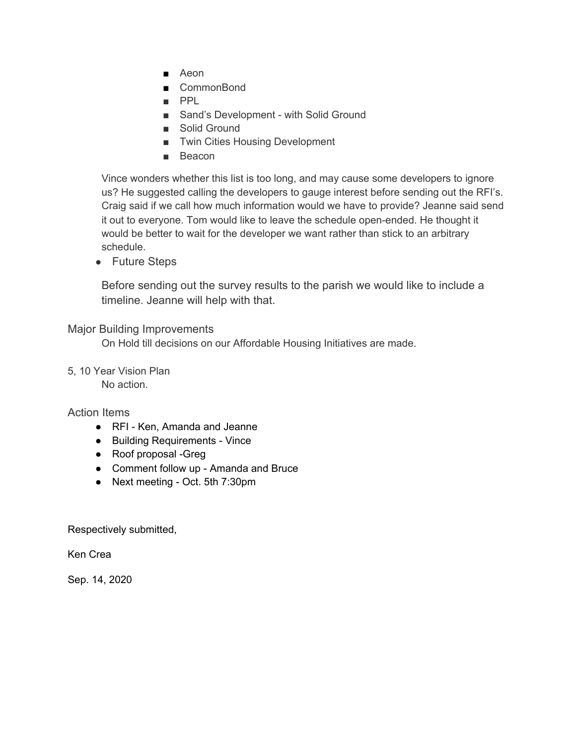- Aeon
- CommonBond
- PPL
- Sand's Development - with Solid Ground
- Solid Ground
- Twin Cities Housing Development
- Beacon

Vince wonders whether this list is too long, and may cause some developers to ignore us? He suggested calling the developers to gauge interest before sending out the RFI's. Craig said if we call how much information would we have to provide? Jeanne said send it out to everyone. Tom would like to leave the schedule open-ended. He thought it would be better to wait for the developer we want rather than stick to an arbitrary schedule.

- Future Steps

Before sending out the survey results to the parish we would like to include a timeline. Jeanne will help with that.

## Major Building Improvements

On Hold till decisions on our Affordable Housing Initiatives are made.

## 5, 10 Year Vision Plan

No action.

## Action Items

- RFI - Ken, Amanda and Jeanne
- Building Requirements - Vince
- Roof proposal -Greg
- Comment follow up - Amanda and Bruce
- Next meeting - Oct. 5th 7:30pm

Respectively submitted,

Ken Crea

Sep. 14, 2020